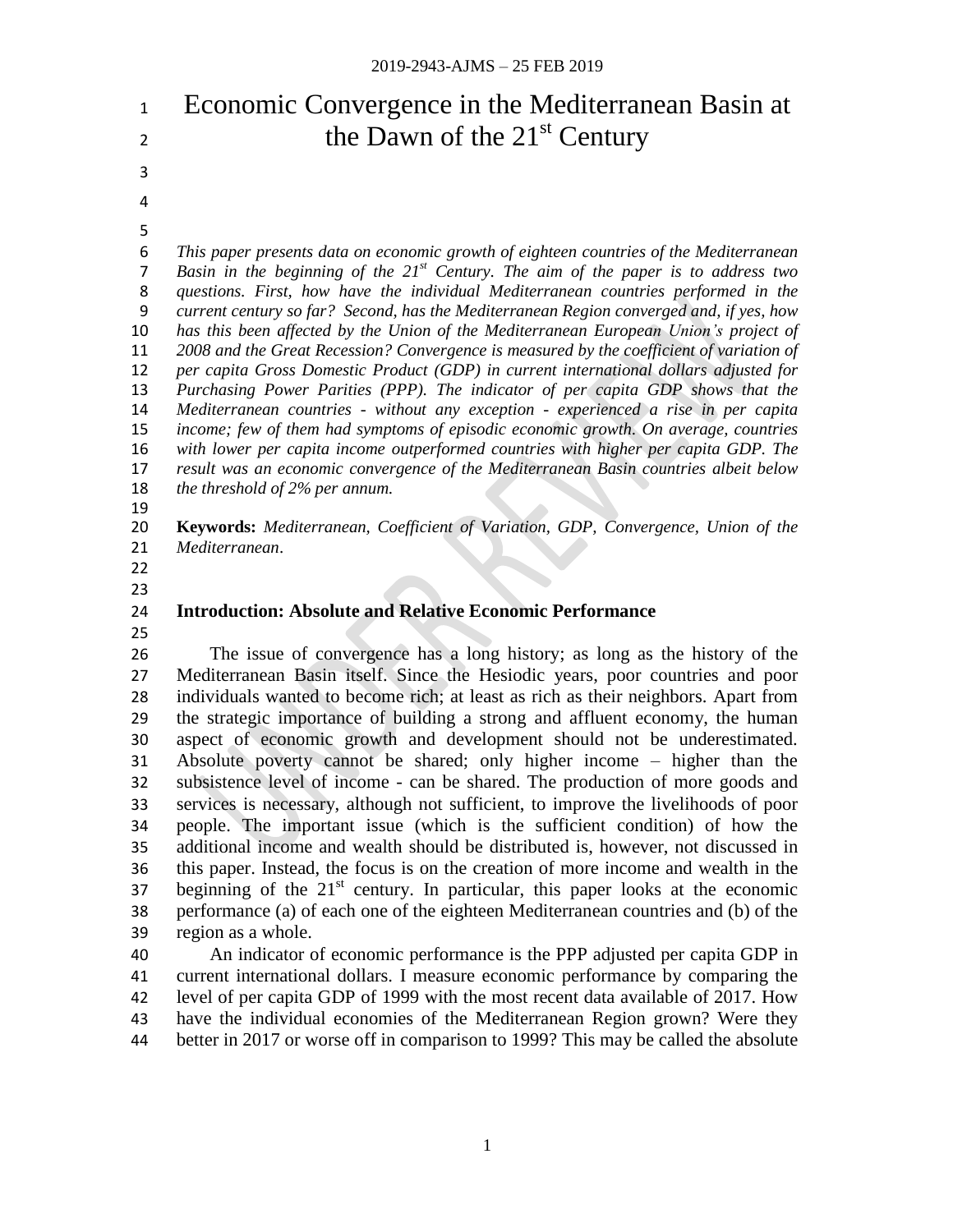# Economic Convergence in the Mediterranean Basin at the Dawn of the 21st Century

*This paper presents data on economic growth of eighteen countries of the Mediterranean Basin in the beginning of the 21st Century. The aim of the paper is to address two questions. First, how have the individual Mediterranean countries performed in the current century so far? Second, has the Mediterranean Region converged and, if yes, how has this been affected by the Union of the Mediterranean European Union's project of 2008 and the Great Recession? Convergence is measured by the coefficient of variation of per capita Gross Domestic Product (GDP) in current international dollars adjusted for Purchasing Power Parities (PPP). The indicator of per capita GDP shows that the Mediterranean countries - without any exception - experienced a rise in per capita income; few of them had symptoms of episodic economic growth. On average, countries with lower per capita income outperformed countries with higher per capita GDP. The result was an economic convergence of the Mediterranean Basin countries albeit below the threshold of 2% per annum.*

**Keywords:** *Mediterranean, Coefficient of Variation, GDP, Convergence, Union of the Mediterranean*.

## Introduction: Absolute and Relative Economic Performance

The issue of convergence has a long history; as long as the history of the Mediterranean Basin itself. Since the Hesiodic years, poor countries and poor individuals wanted to become rich; at least as rich as their neighbors. Apart from the strategic importance of building a strong and affluent economy, the human aspect of economic growth and development should not be underestimated. Absolute poverty cannot be shared; only higher income – higher than the subsistence level of income - can be shared. The production of more goods and services is necessary, although not sufficient, to improve the livelihoods of poor people. The important issue (which is the sufficient condition) of how the additional income and wealth should be distributed is, however, not discussed in this paper. Instead, the focus is on the creation of more income and wealth in the beginning of the 21st century. In particular, this paper looks at the economic performance (a) of each one of the eighteen Mediterranean countries and (b) of the region as a whole.

An indicator of economic performance is the PPP adjusted per capita GDP in current international dollars. I measure economic performance by comparing the level of per capita GDP of 1999 with the most recent data available of 2017. How have the individual economies of the Mediterranean Region grown? Were they better in 2017 or worse off in comparison to 1999? This may be called the absolute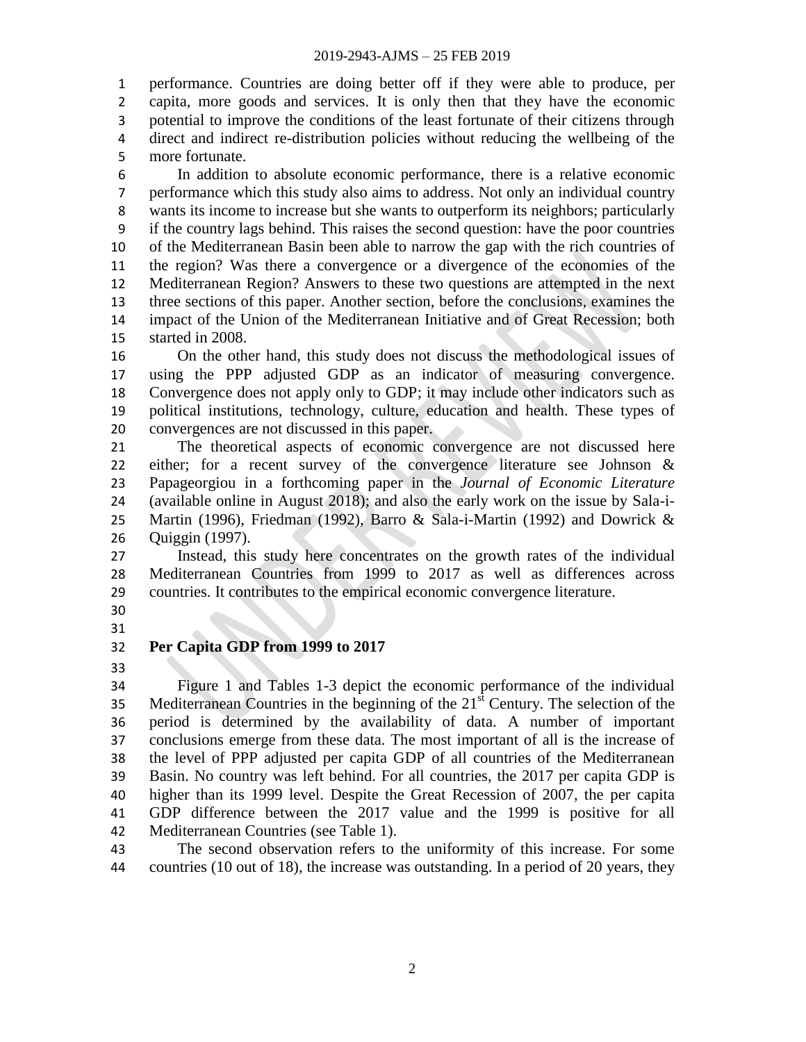performance. Countries are doing better off if they were able to produce, per capita, more goods and services. It is only then that they have the economic potential to improve the conditions of the least fortunate of their citizens through direct and indirect re-distribution policies without reducing the wellbeing of the more fortunate.

In addition to absolute economic performance, there is a relative economic performance which this study also aims to address. Not only an individual country wants its income to increase but she wants to outperform its neighbors; particularly if the country lags behind. This raises the second question: have the poor countries of the Mediterranean Basin been able to narrow the gap with the rich countries of the region? Was there a convergence or a divergence of the economies of the Mediterranean Region? Answers to these two questions are attempted in the next three sections of this paper. Another section, before the conclusions, examines the impact of the Union of the Mediterranean Initiative and of Great Recession; both started in 2008.

On the other hand, this study does not discuss the methodological issues of using the PPP adjusted GDP as an indicator of measuring convergence. Convergence does not apply only to GDP; it may include other indicators such as political institutions, technology, culture, education and health. These types of convergences are not discussed in this paper.

The theoretical aspects of economic convergence are not discussed here either; for a recent survey of the convergence literature see Johnson & Papageorgiou in a forthcoming paper in the *Journal of Economic Literature* (available online in August 2018); and also the early work on the issue by Sala-i-Martin (1996), Friedman (1992), Barro & Sala-i-Martin (1992) and Dowrick & Quiggin (1997).

Instead, this study here concentrates on the growth rates of the individual Mediterranean Countries from 1999 to 2017 as well as differences across countries. It contributes to the empirical economic convergence literature.

## Per Capita GDP from 1999 to 2017

Figure 1 and Tables 1-3 depict the economic performance of the individual Mediterranean Countries in the beginning of the 21st Century. The selection of the period is determined by the availability of data. A number of important conclusions emerge from these data. The most important of all is the increase of the level of PPP adjusted per capita GDP of all countries of the Mediterranean Basin. No country was left behind. For all countries, the 2017 per capita GDP is higher than its 1999 level. Despite the Great Recession of 2007, the per capita GDP difference between the 2017 value and the 1999 is positive for all Mediterranean Countries (see Table 1).

The second observation refers to the uniformity of this increase. For some countries (10 out of 18), the increase was outstanding. In a period of 20 years, they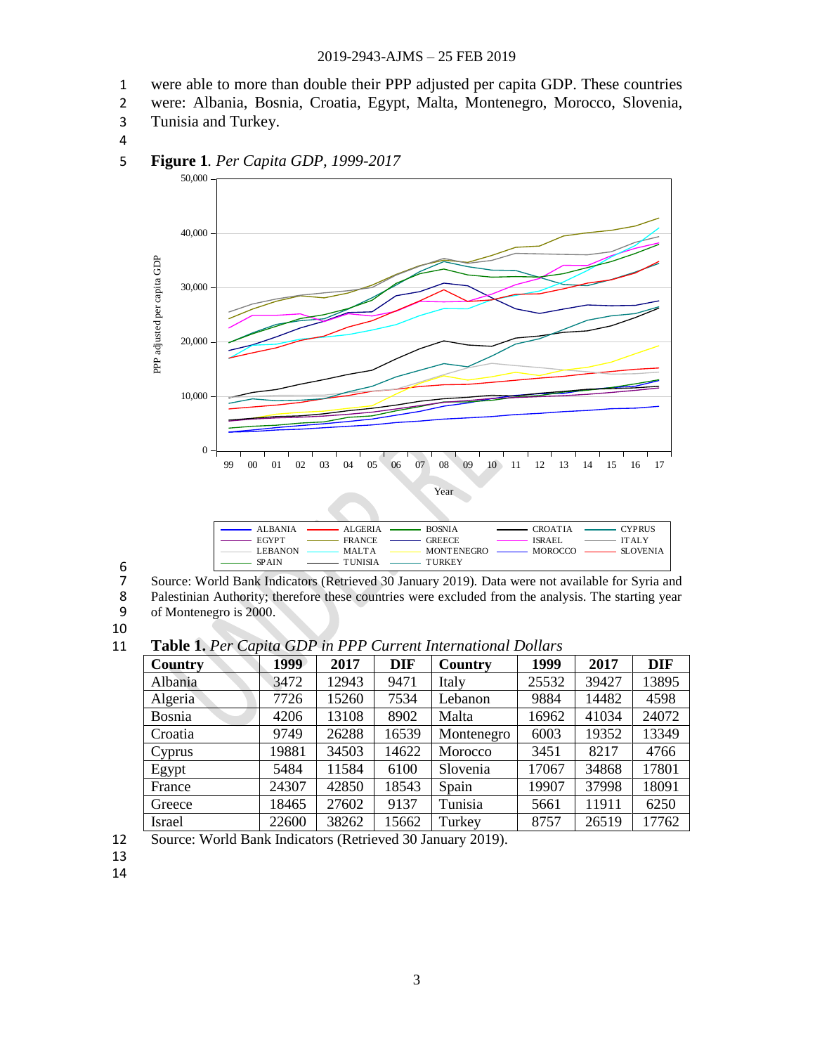were able to more than double their PPP adjusted per capita GDP. These countries were: Albania, Bosnia, Croatia, Egypt, Malta, Montenegro, Morocco, Slovenia, Tunisia and Turkey.

**Figure 1**. *Per Capita GDP, 1999-2017*

50,000
40,000
30,000
20,000
10,000
0
PPP adjusted per capita GDP
99 00 01 02 03 04 05 06 07 08 09 10 11 12 13 14 15 16 17
Year

ALBANIA ALGERIA BOSNIA CROATIA CYPRUS
EGYPT FRANCE GREECE ISRAEL ITALY
LEBANON MALTA MONTENEGRO MOROCCO SLOVENIA
SPAIN TUNISIA TURKEY

Source: World Bank Indicators (Retrieved 30 January 2019). Data were not available for Syria and Palestinian Authority; therefore these countries were excluded from the analysis. The starting year of Montenegro is 2000.

**Table 1.** *Per Capita GDP in PPP Current International Dollars*

| Country | 1999 | 2017 | DIF | Country | 1999 | 2017 | DIF |
|---|---|---|---|---|---|---|---|
| Albania | 3472 | 12943 | 9471 | Italy | 25532 | 39427 | 13895 |
| Algeria | 7726 | 15260 | 7534 | Lebanon | 9884 | 14482 | 4598 |
| Bosnia | 4206 | 13108 | 8902 | Malta | 16962 | 41034 | 24072 |
| Croatia | 9749 | 26288 | 16539 | Montenegro | 6003 | 19352 | 13349 |
| Cyprus | 19881 | 34503 | 14622 | Morocco | 3451 | 8217 | 4766 |
| Egypt | 5484 | 11584 | 6100 | Slovenia | 17067 | 34868 | 17801 |
| France | 24307 | 42850 | 18543 | Spain | 19907 | 37998 | 18091 |
| Greece | 18465 | 27602 | 9137 | Tunisia | 5661 | 11911 | 6250 |
| Israel | 22600 | 38262 | 15662 | Turkey | 8757 | 26519 | 17762 |

Source: World Bank Indicators (Retrieved 30 January 2019).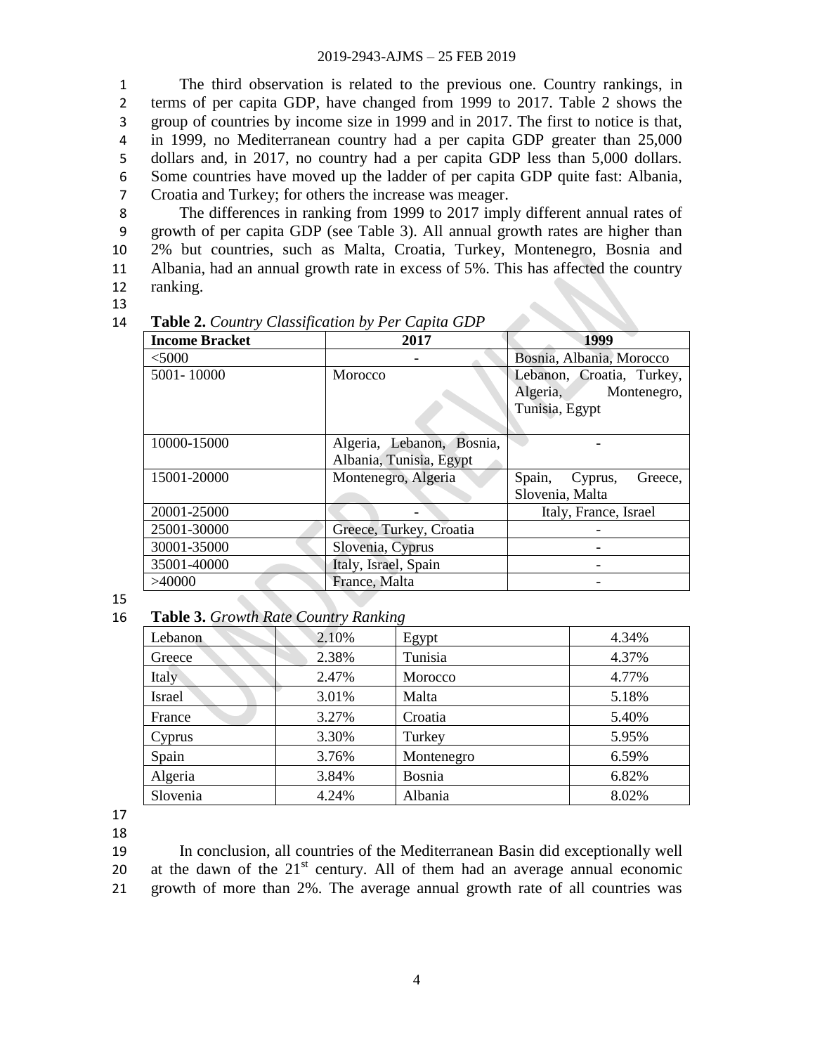The third observation is related to the previous one. Country rankings, in terms of per capita GDP, have changed from 1999 to 2017. Table 2 shows the group of countries by income size in 1999 and in 2017. The first to notice is that, in 1999, no Mediterranean country had a per capita GDP greater than 25,000 dollars and, in 2017, no country had a per capita GDP less than 5,000 dollars. Some countries have moved up the ladder of per capita GDP quite fast: Albania, Croatia and Turkey; for others the increase was meager.

The differences in ranking from 1999 to 2017 imply different annual rates of growth of per capita GDP (see Table 3). All annual growth rates are higher than 2% but countries, such as Malta, Croatia, Turkey, Montenegro, Bosnia and Albania, had an annual growth rate in excess of 5%. This has affected the country ranking.

**Table 2.** *Country Classification by Per Capita GDP*

| Income Bracket | 2017 | 1999 |
|---|---|---|
| <5000 | - | Bosnia, Albania, Morocco |
| 5001- 10000 | Morocco | Lebanon, Croatia, Turkey, Algeria, Montenegro, Tunisia, Egypt |
| 10000-15000 | Algeria, Lebanon, Bosnia, Albania, Tunisia, Egypt | - |
| 15001-20000 | Montenegro, Algeria | Spain, Cyprus, Greece, Slovenia, Malta |
| 20001-25000 | - | Italy, France, Israel |
| 25001-30000 | Greece, Turkey, Croatia | - |
| 30001-35000 | Slovenia, Cyprus | - |
| 35001-40000 | Italy, Israel, Spain | - |
| >40000 | France, Malta | - |

**Table 3.** *Growth Rate Country Ranking*

| | | | |
|---|---|---|---|
| Lebanon | 2.10% | Egypt | 4.34% |
| Greece | 2.38% | Tunisia | 4.37% |
| Italy | 2.47% | Morocco | 4.77% |
| Israel | 3.01% | Malta | 5.18% |
| France | 3.27% | Croatia | 5.40% |
| Cyprus | 3.30% | Turkey | 5.95% |
| Spain | 3.76% | Montenegro | 6.59% |
| Algeria | 3.84% | Bosnia | 6.82% |
| Slovenia | 4.24% | Albania | 8.02% |

In conclusion, all countries of the Mediterranean Basin did exceptionally well at the dawn of the 21st century. All of them had an average annual economic growth of more than 2%. The average annual growth rate of all countries was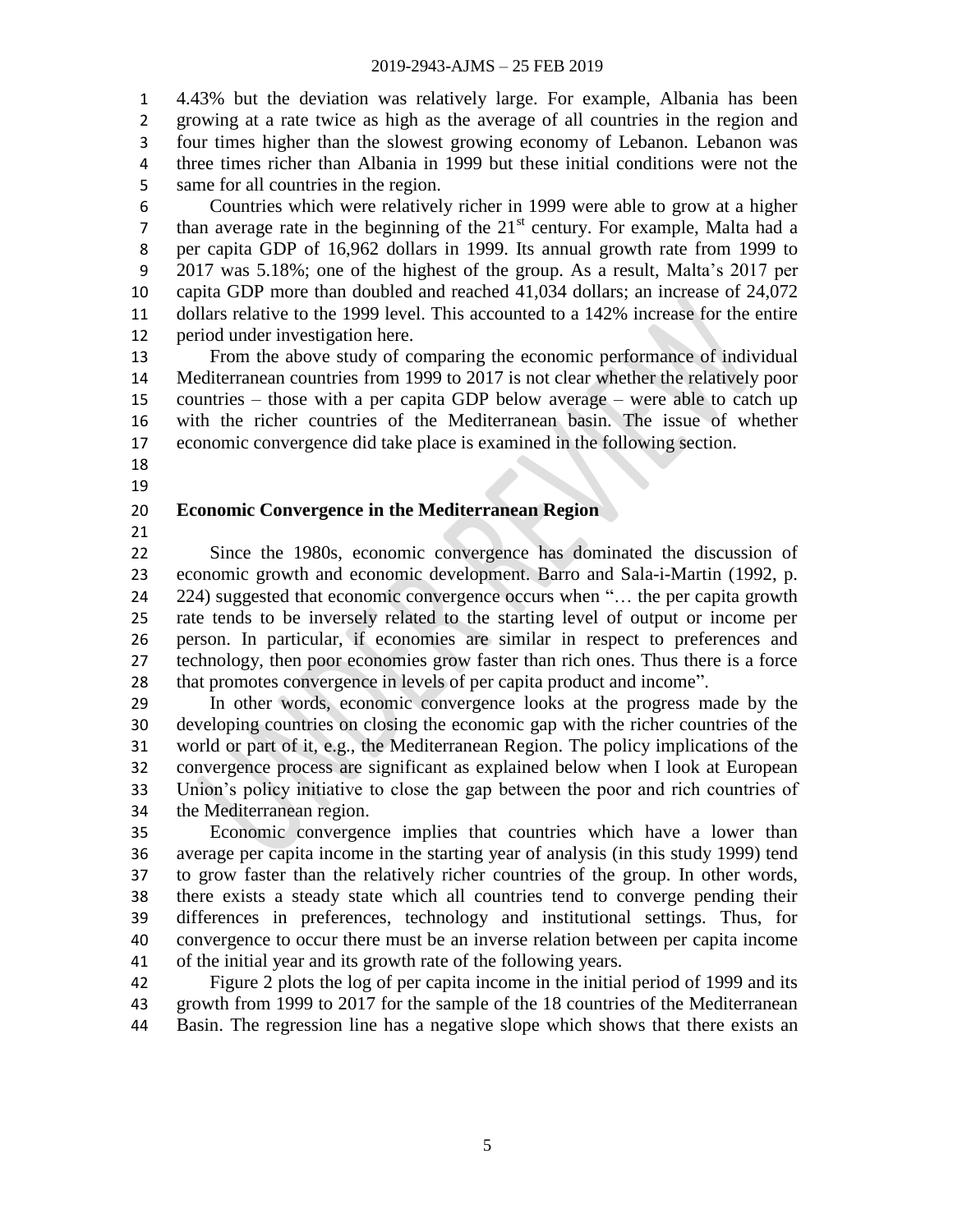4.43% but the deviation was relatively large. For example, Albania has been growing at a rate twice as high as the average of all countries in the region and four times higher than the slowest growing economy of Lebanon. Lebanon was three times richer than Albania in 1999 but these initial conditions were not the same for all countries in the region.

Countries which were relatively richer in 1999 were able to grow at a higher than average rate in the beginning of the 21st century. For example, Malta had a per capita GDP of 16,962 dollars in 1999. Its annual growth rate from 1999 to 2017 was 5.18%; one of the highest of the group. As a result, Malta's 2017 per capita GDP more than doubled and reached 41,034 dollars; an increase of 24,072 dollars relative to the 1999 level. This accounted to a 142% increase for the entire period under investigation here.

From the above study of comparing the economic performance of individual Mediterranean countries from 1999 to 2017 is not clear whether the relatively poor countries – those with a per capita GDP below average – were able to catch up with the richer countries of the Mediterranean basin. The issue of whether economic convergence did take place is examined in the following section.

## Economic Convergence in the Mediterranean Region

Since the 1980s, economic convergence has dominated the discussion of economic growth and economic development. Barro and Sala-i-Martin (1992, p. 224) suggested that economic convergence occurs when "… the per capita growth rate tends to be inversely related to the starting level of output or income per person. In particular, if economies are similar in respect to preferences and technology, then poor economies grow faster than rich ones. Thus there is a force that promotes convergence in levels of per capita product and income".

In other words, economic convergence looks at the progress made by the developing countries on closing the economic gap with the richer countries of the world or part of it, e.g., the Mediterranean Region. The policy implications of the convergence process are significant as explained below when I look at European Union's policy initiative to close the gap between the poor and rich countries of the Mediterranean region.

Economic convergence implies that countries which have a lower than average per capita income in the starting year of analysis (in this study 1999) tend to grow faster than the relatively richer countries of the group. In other words, there exists a steady state which all countries tend to converge pending their differences in preferences, technology and institutional settings. Thus, for convergence to occur there must be an inverse relation between per capita income of the initial year and its growth rate of the following years.

Figure 2 plots the log of per capita income in the initial period of 1999 and its growth from 1999 to 2017 for the sample of the 18 countries of the Mediterranean Basin. The regression line has a negative slope which shows that there exists an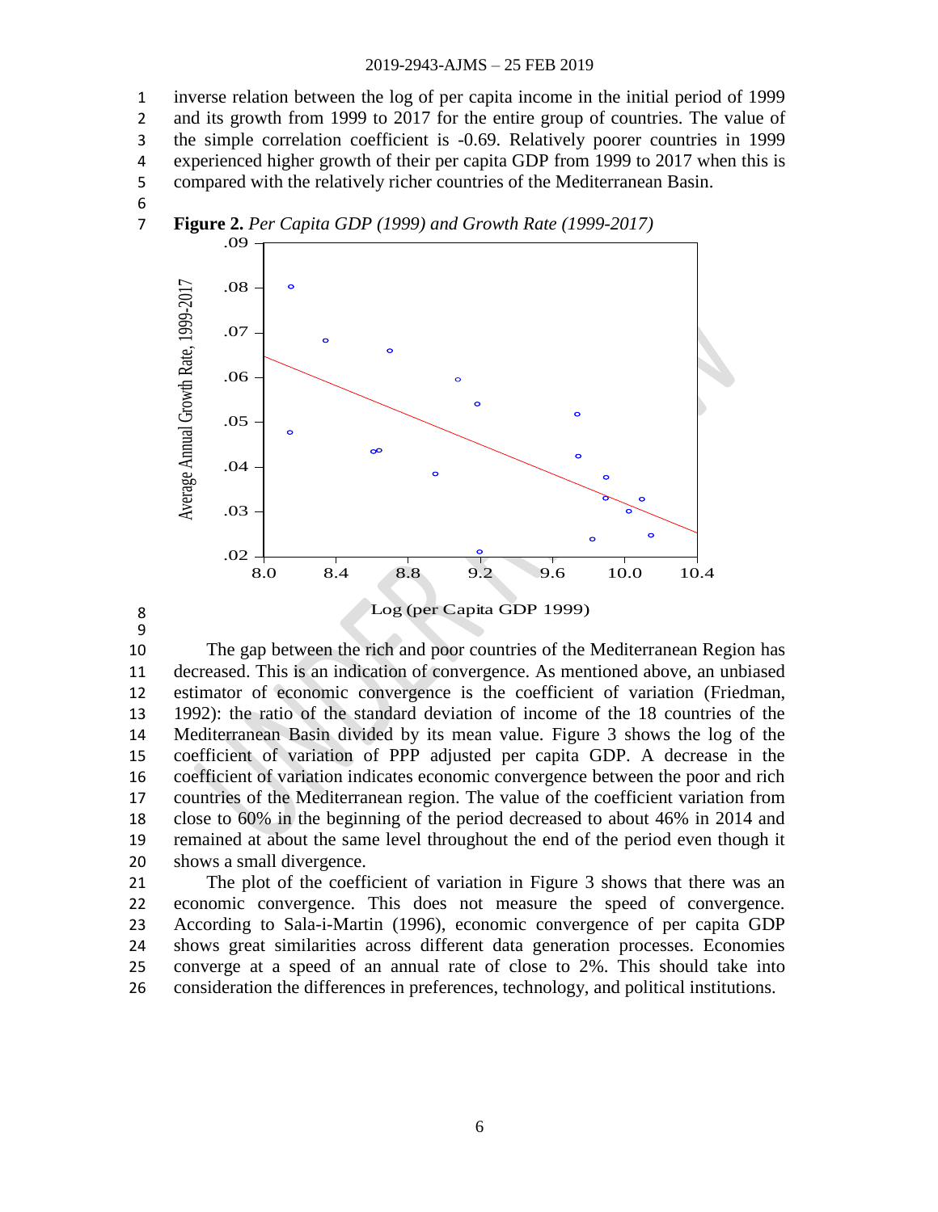inverse relation between the log of per capita income in the initial period of 1999 and its growth from 1999 to 2017 for the entire group of countries. The value of the simple correlation coefficient is -0.69. Relatively poorer countries in 1999 experienced higher growth of their per capita GDP from 1999 to 2017 when this is compared with the relatively richer countries of the Mediterranean Basin.

**Figure 2.** *Per Capita GDP (1999) and Growth Rate (1999-2017)*

Average Annual Growth Rate, 1999-2017

.09
.08
.07
.06
.05
.04
.03
.02

8.0 8.4 8.8 9.2 9.6 10.0 10.4

Log (per Capita GDP 1999)

The gap between the rich and poor countries of the Mediterranean Region has decreased. This is an indication of convergence. As mentioned above, an unbiased estimator of economic convergence is the coefficient of variation (Friedman, 1992): the ratio of the standard deviation of income of the 18 countries of the Mediterranean Basin divided by its mean value. Figure 3 shows the log of the coefficient of variation of PPP adjusted per capita GDP. A decrease in the coefficient of variation indicates economic convergence between the poor and rich countries of the Mediterranean region. The value of the coefficient variation from close to 60% in the beginning of the period decreased to about 46% in 2014 and remained at about the same level throughout the end of the period even though it shows a small divergence.

The plot of the coefficient of variation in Figure 3 shows that there was an economic convergence. This does not measure the speed of convergence. According to Sala-i-Martin (1996), economic convergence of per capita GDP shows great similarities across different data generation processes. Economies converge at a speed of an annual rate of close to 2%. This should take into consideration the differences in preferences, technology, and political institutions.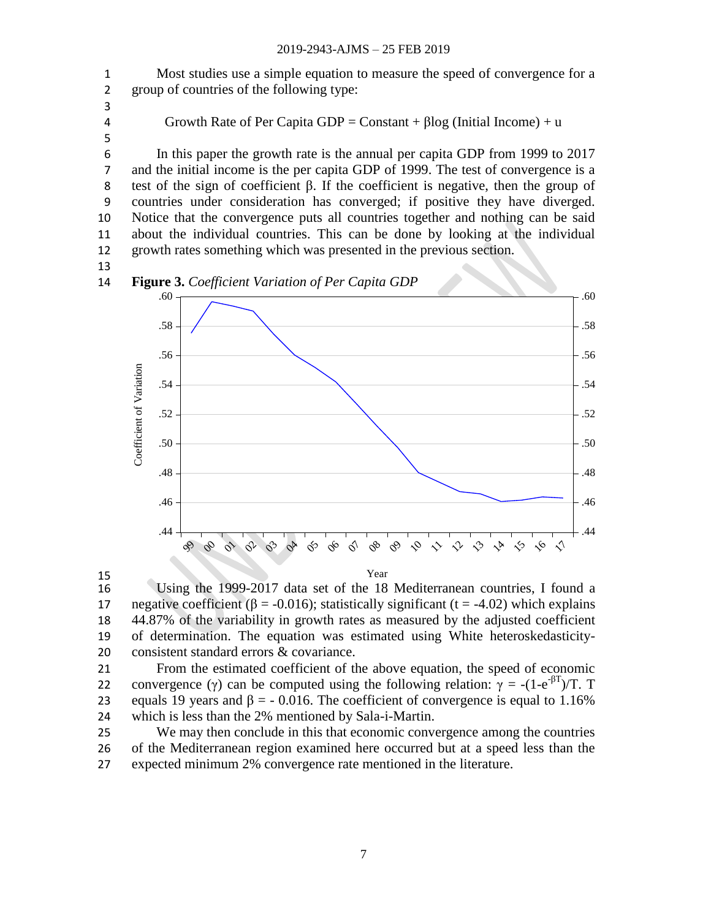Most studies use a simple equation to measure the speed of convergence for a group of countries of the following type:

$$\text{Growth Rate of Per Capita GDP} = \text{Constant} + \beta \log(\text{Initial Income}) + u$$

In this paper the growth rate is the annual per capita GDP from 1999 to 2017 and the initial income is the per capita GDP of 1999. The test of convergence is a test of the sign of coefficient β. If the coefficient is negative, then the group of countries under consideration has converged; if positive they have diverged. Notice that the convergence puts all countries together and nothing can be said about the individual countries. This can be done by looking at the individual growth rates something which was presented in the previous section.

**Figure 3.** *Coefficient Variation of Per Capita GDP*

Coefficient of Variation

.60
.58
.56
.54
.52
.50
.48
.46
.44

99 00 01 02 03 04 05 06 07 08 09 10 11 12 13 14 15 16 17

Year

Using the 1999-2017 data set of the 18 Mediterranean countries, I found a negative coefficient ($\beta = -0.016$); statistically significant ($t = -4.02$) which explains 44.87% of the variability in growth rates as measured by the adjusted coefficient of determination. The equation was estimated using White heteroskedasticity-consistent standard errors & covariance.

From the estimated coefficient of the above equation, the speed of economic convergence ($\gamma$) can be computed using the following relation: $\gamma = -(1-e^{-\beta T})/T$. T equals 19 years and $\beta = -0.016$. The coefficient of convergence is equal to 1.16% which is less than the 2% mentioned by Sala-i-Martin.

We may then conclude in this that economic convergence among the countries of the Mediterranean region examined here occurred but at a speed less than the expected minimum 2% convergence rate mentioned in the literature.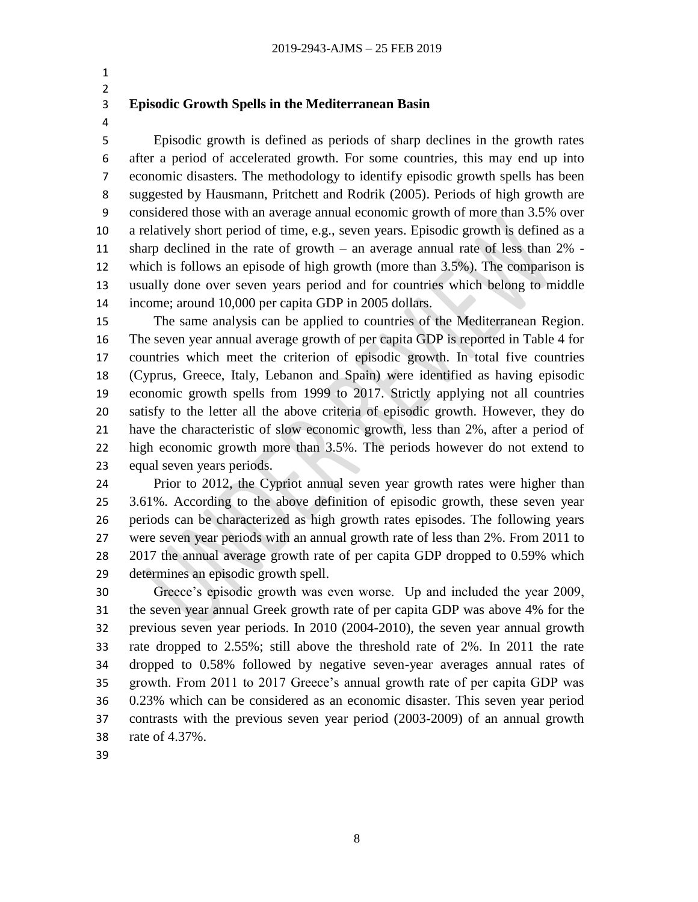**Episodic Growth Spells in the Mediterranean Basin**

Episodic growth is defined as periods of sharp declines in the growth rates after a period of accelerated growth. For some countries, this may end up into economic disasters. The methodology to identify episodic growth spells has been suggested by Hausmann, Pritchett and Rodrik (2005). Periods of high growth are considered those with an average annual economic growth of more than 3.5% over a relatively short period of time, e.g., seven years. Episodic growth is defined as a sharp declined in the rate of growth – an average annual rate of less than 2% - which is follows an episode of high growth (more than 3.5%). The comparison is usually done over seven years period and for countries which belong to middle income; around 10,000 per capita GDP in 2005 dollars.

The same analysis can be applied to countries of the Mediterranean Region. The seven year annual average growth of per capita GDP is reported in Table 4 for countries which meet the criterion of episodic growth. In total five countries (Cyprus, Greece, Italy, Lebanon and Spain) were identified as having episodic economic growth spells from 1999 to 2017. Strictly applying not all countries satisfy to the letter all the above criteria of episodic growth. However, they do have the characteristic of slow economic growth, less than 2%, after a period of high economic growth more than 3.5%. The periods however do not extend to equal seven years periods.

Prior to 2012, the Cypriot annual seven year growth rates were higher than 3.61%. According to the above definition of episodic growth, these seven year periods can be characterized as high growth rates episodes. The following years were seven year periods with an annual growth rate of less than 2%. From 2011 to 2017 the annual average growth rate of per capita GDP dropped to 0.59% which determines an episodic growth spell.

Greece's episodic growth was even worse. Up and included the year 2009, the seven year annual Greek growth rate of per capita GDP was above 4% for the previous seven year periods. In 2010 (2004-2010), the seven year annual growth rate dropped to 2.55%; still above the threshold rate of 2%. In 2011 the rate dropped to 0.58% followed by negative seven-year averages annual rates of growth. From 2011 to 2017 Greece's annual growth rate of per capita GDP was 0.23% which can be considered as an economic disaster. This seven year period contrasts with the previous seven year period (2003-2009) of an annual growth rate of 4.37%.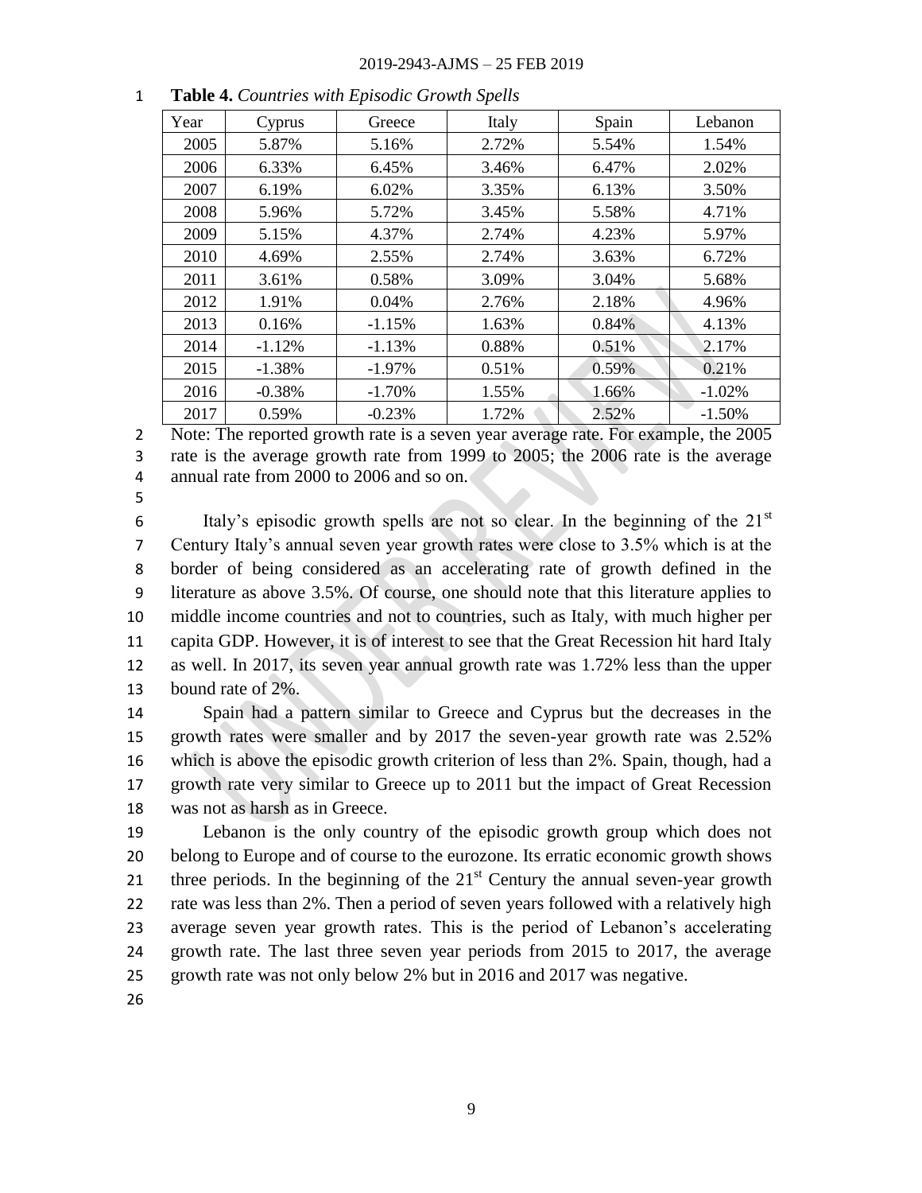**Table 4.** *Countries with Episodic Growth Spells*

| Year | Cyprus | Greece | Italy | Spain | Lebanon |
|---|---|---|---|---|---|
| 2005 | 5.87% | 5.16% | 2.72% | 5.54% | 1.54% |
| 2006 | 6.33% | 6.45% | 3.46% | 6.47% | 2.02% |
| 2007 | 6.19% | 6.02% | 3.35% | 6.13% | 3.50% |
| 2008 | 5.96% | 5.72% | 3.45% | 5.58% | 4.71% |
| 2009 | 5.15% | 4.37% | 2.74% | 4.23% | 5.97% |
| 2010 | 4.69% | 2.55% | 2.74% | 3.63% | 6.72% |
| 2011 | 3.61% | 0.58% | 3.09% | 3.04% | 5.68% |
| 2012 | 1.91% | 0.04% | 2.76% | 2.18% | 4.96% |
| 2013 | 0.16% | -1.15% | 1.63% | 0.84% | 4.13% |
| 2014 | -1.12% | -1.13% | 0.88% | 0.51% | 2.17% |
| 2015 | -1.38% | -1.97% | 0.51% | 0.59% | 0.21% |
| 2016 | -0.38% | -1.70% | 1.55% | 1.66% | -1.02% |
| 2017 | 0.59% | -0.23% | 1.72% | 2.52% | -1.50% |

Note: The reported growth rate is a seven year average rate. For example, the 2005 rate is the average growth rate from 1999 to 2005; the 2006 rate is the average annual rate from 2000 to 2006 and so on.

Italy's episodic growth spells are not so clear. In the beginning of the 21st Century Italy's annual seven year growth rates were close to 3.5% which is at the border of being considered as an accelerating rate of growth defined in the literature as above 3.5%. Of course, one should note that this literature applies to middle income countries and not to countries, such as Italy, with much higher per capita GDP. However, it is of interest to see that the Great Recession hit hard Italy as well. In 2017, its seven year annual growth rate was 1.72% less than the upper bound rate of 2%.

Spain had a pattern similar to Greece and Cyprus but the decreases in the growth rates were smaller and by 2017 the seven-year growth rate was 2.52% which is above the episodic growth criterion of less than 2%. Spain, though, had a growth rate very similar to Greece up to 2011 but the impact of Great Recession was not as harsh as in Greece.

Lebanon is the only country of the episodic growth group which does not belong to Europe and of course to the eurozone. Its erratic economic growth shows three periods. In the beginning of the 21st Century the annual seven-year growth rate was less than 2%. Then a period of seven years followed with a relatively high average seven year growth rates. This is the period of Lebanon's accelerating growth rate. The last three seven year periods from 2015 to 2017, the average growth rate was not only below 2% but in 2016 and 2017 was negative.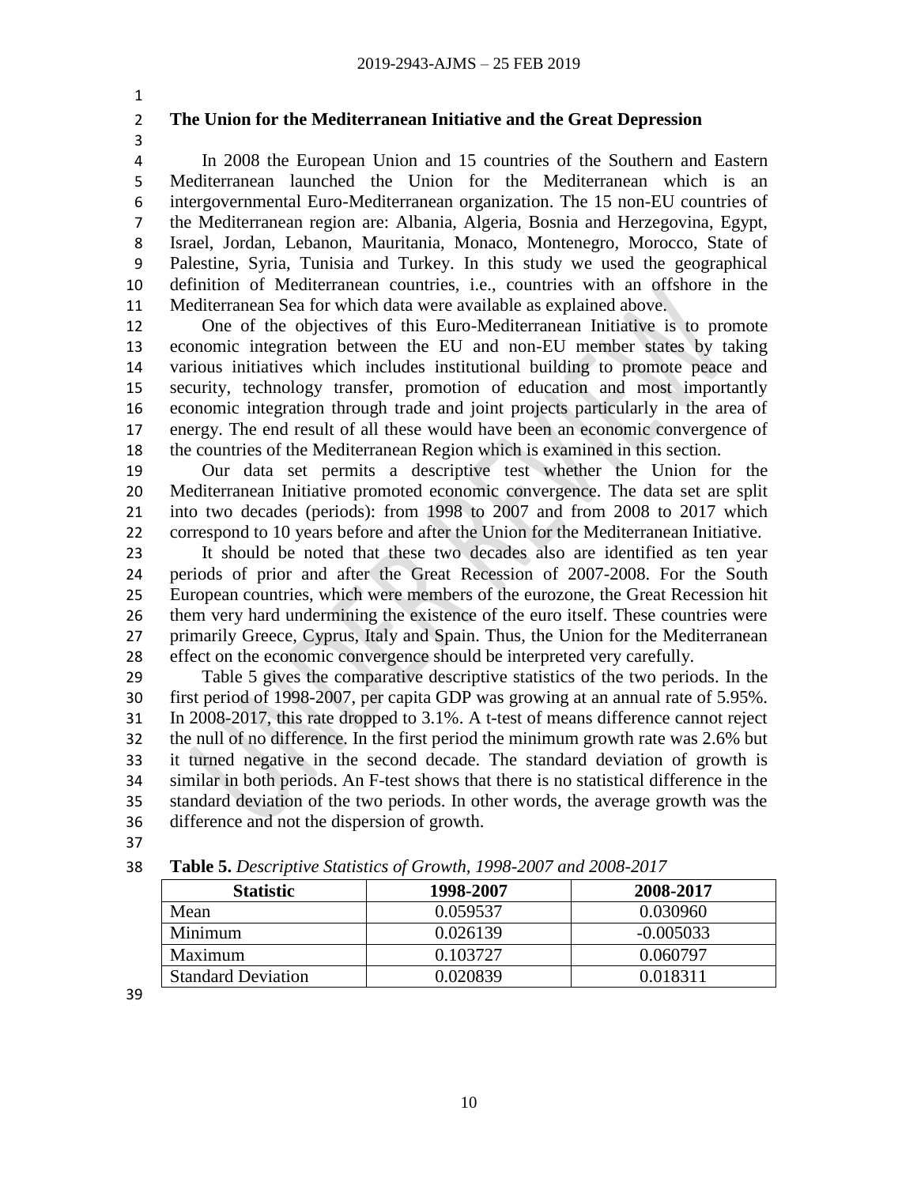## The Union for the Mediterranean Initiative and the Great Depression

In 2008 the European Union and 15 countries of the Southern and Eastern Mediterranean launched the Union for the Mediterranean which is an intergovernmental Euro-Mediterranean organization. The 15 non-EU countries of the Mediterranean region are: Albania, Algeria, Bosnia and Herzegovina, Egypt, Israel, Jordan, Lebanon, Mauritania, Monaco, Montenegro, Morocco, State of Palestine, Syria, Tunisia and Turkey. In this study we used the geographical definition of Mediterranean countries, i.e., countries with an offshore in the Mediterranean Sea for which data were available as explained above.

One of the objectives of this Euro-Mediterranean Initiative is to promote economic integration between the EU and non-EU member states by taking various initiatives which includes institutional building to promote peace and security, technology transfer, promotion of education and most importantly economic integration through trade and joint projects particularly in the area of energy. The end result of all these would have been an economic convergence of the countries of the Mediterranean Region which is examined in this section.

Our data set permits a descriptive test whether the Union for the Mediterranean Initiative promoted economic convergence. The data set are split into two decades (periods): from 1998 to 2007 and from 2008 to 2017 which correspond to 10 years before and after the Union for the Mediterranean Initiative.

It should be noted that these two decades also are identified as ten year periods of prior and after the Great Recession of 2007-2008. For the South European countries, which were members of the eurozone, the Great Recession hit them very hard undermining the existence of the euro itself. These countries were primarily Greece, Cyprus, Italy and Spain. Thus, the Union for the Mediterranean effect on the economic convergence should be interpreted very carefully.

Table 5 gives the comparative descriptive statistics of the two periods. In the first period of 1998-2007, per capita GDP was growing at an annual rate of 5.95%. In 2008-2017, this rate dropped to 3.1%. A t-test of means difference cannot reject the null of no difference. In the first period the minimum growth rate was 2.6% but it turned negative in the second decade. The standard deviation of growth is similar in both periods. An F-test shows that there is no statistical difference in the standard deviation of the two periods. In other words, the average growth was the difference and not the dispersion of growth.

**Table 5.** *Descriptive Statistics of Growth, 1998-2007 and 2008-2017*

| Statistic | 1998-2007 | 2008-2017 |
|---|---|---|
| Mean | 0.059537 | 0.030960 |
| Minimum | 0.026139 | -0.005033 |
| Maximum | 0.103727 | 0.060797 |
| Standard Deviation | 0.020839 | 0.018311 |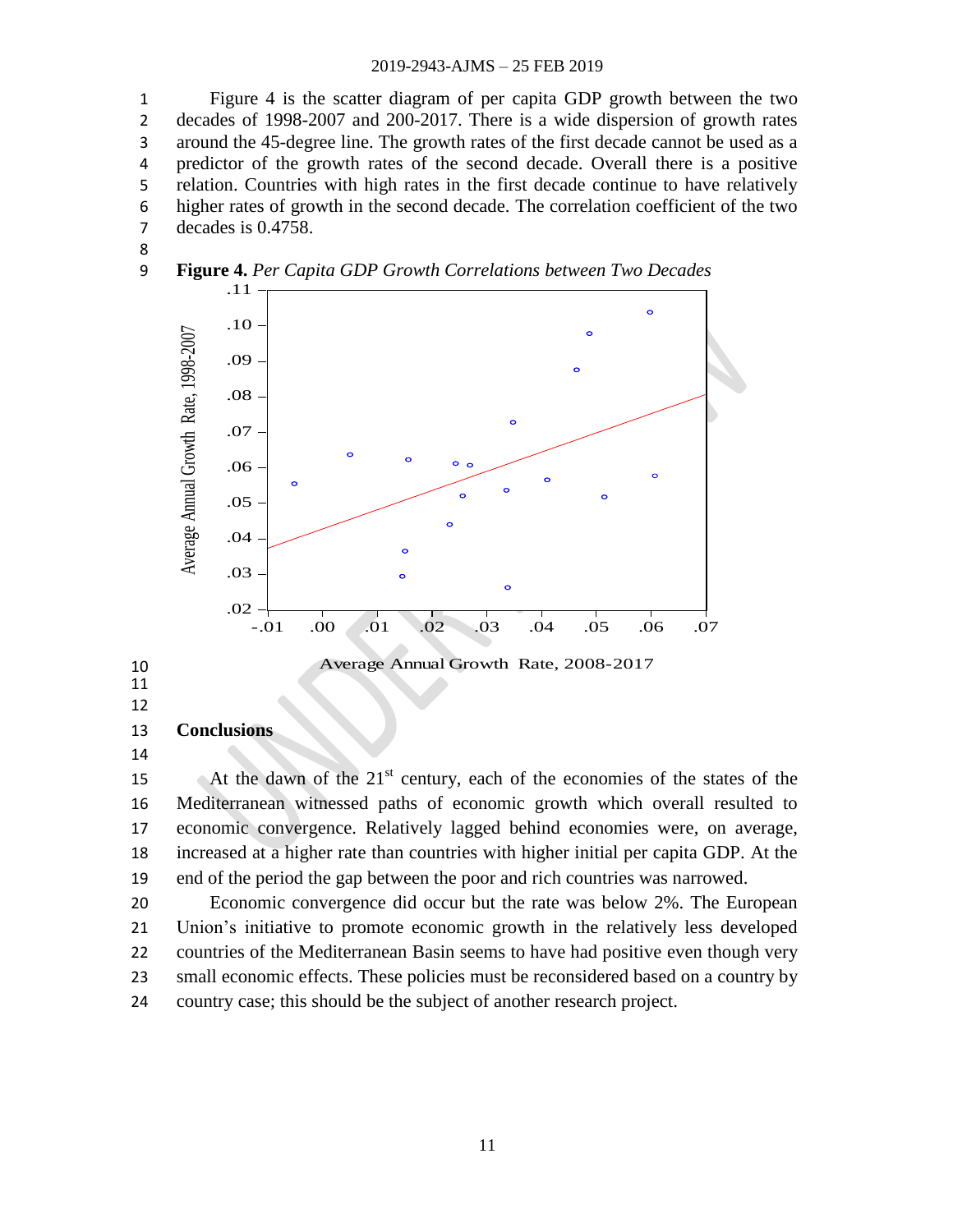Figure 4 is the scatter diagram of per capita GDP growth between the two decades of 1998-2007 and 200-2017. There is a wide dispersion of growth rates around the 45-degree line. The growth rates of the first decade cannot be used as a predictor of the growth rates of the second decade. Overall there is a positive relation. Countries with high rates in the first decade continue to have relatively higher rates of growth in the second decade. The correlation coefficient of the two decades is 0.4758.

**Figure 4.** *Per Capita GDP Growth Correlations between Two Decades*

Average Annual Growth Rate, 1998-2007

.11
.10
.09
.08
.07
.06
.05
.04
.03
.02

-.01 .00 .01 .02 .03 .04 .05 .06 .07

Average Annual Growth Rate, 2008-2017

## Conclusions

At the dawn of the 21st century, each of the economies of the states of the Mediterranean witnessed paths of economic growth which overall resulted to economic convergence. Relatively lagged behind economies were, on average, increased at a higher rate than countries with higher initial per capita GDP. At the end of the period the gap between the poor and rich countries was narrowed.

Economic convergence did occur but the rate was below 2%. The European Union's initiative to promote economic growth in the relatively less developed countries of the Mediterranean Basin seems to have had positive even though very small economic effects. These policies must be reconsidered based on a country by country case; this should be the subject of another research project.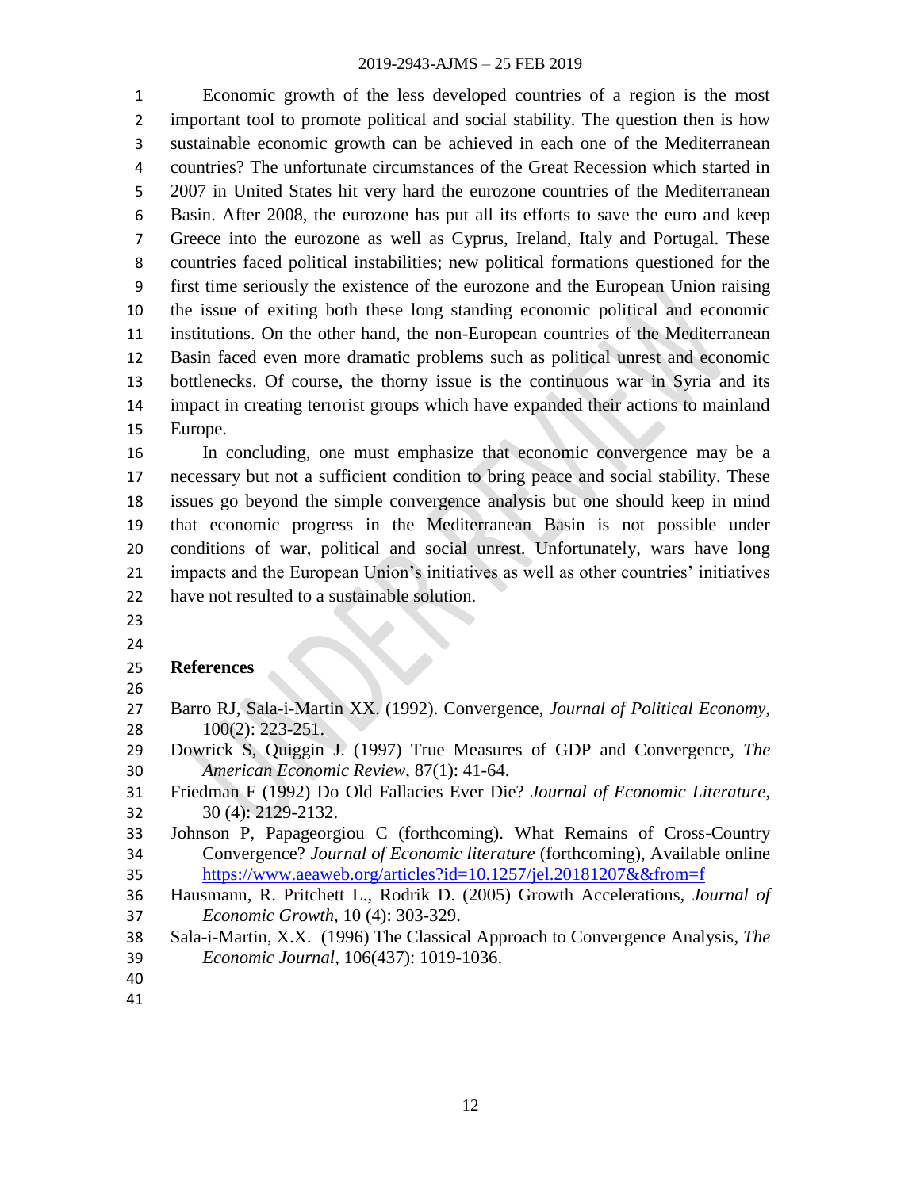Economic growth of the less developed countries of a region is the most important tool to promote political and social stability. The question then is how sustainable economic growth can be achieved in each one of the Mediterranean countries? The unfortunate circumstances of the Great Recession which started in 2007 in United States hit very hard the eurozone countries of the Mediterranean Basin. After 2008, the eurozone has put all its efforts to save the euro and keep Greece into the eurozone as well as Cyprus, Ireland, Italy and Portugal. These countries faced political instabilities; new political formations questioned for the first time seriously the existence of the eurozone and the European Union raising the issue of exiting both these long standing economic political and economic institutions. On the other hand, the non-European countries of the Mediterranean Basin faced even more dramatic problems such as political unrest and economic bottlenecks. Of course, the thorny issue is the continuous war in Syria and its impact in creating terrorist groups which have expanded their actions to mainland Europe.

In concluding, one must emphasize that economic convergence may be a necessary but not a sufficient condition to bring peace and social stability. These issues go beyond the simple convergence analysis but one should keep in mind that economic progress in the Mediterranean Basin is not possible under conditions of war, political and social unrest. Unfortunately, wars have long impacts and the European Union's initiatives as well as other countries' initiatives have not resulted to a sustainable solution.

## References

Barro RJ, Sala-i-Martin XX. (1992). Convergence, *Journal of Political Economy*, 100(2): 223-251.

Dowrick S, Quiggin J. (1997) True Measures of GDP and Convergence, *The American Economic Review*, 87(1): 41-64.

Friedman F (1992) Do Old Fallacies Ever Die? *Journal of Economic Literature*, 30 (4): 2129-2132.

Johnson P, Papageorgiou C (forthcoming). What Remains of Cross-Country Convergence? *Journal of Economic literature* (forthcoming), Available online https://www.aeaweb.org/articles?id=10.1257/jel.20181207&&from=f

Hausmann, R. Pritchett L., Rodrik D. (2005) Growth Accelerations, *Journal of Economic Growth*, 10 (4): 303-329.

Sala-i-Martin, X.X. (1996) The Classical Approach to Convergence Analysis, *The Economic Journal*, 106(437): 1019-1036.